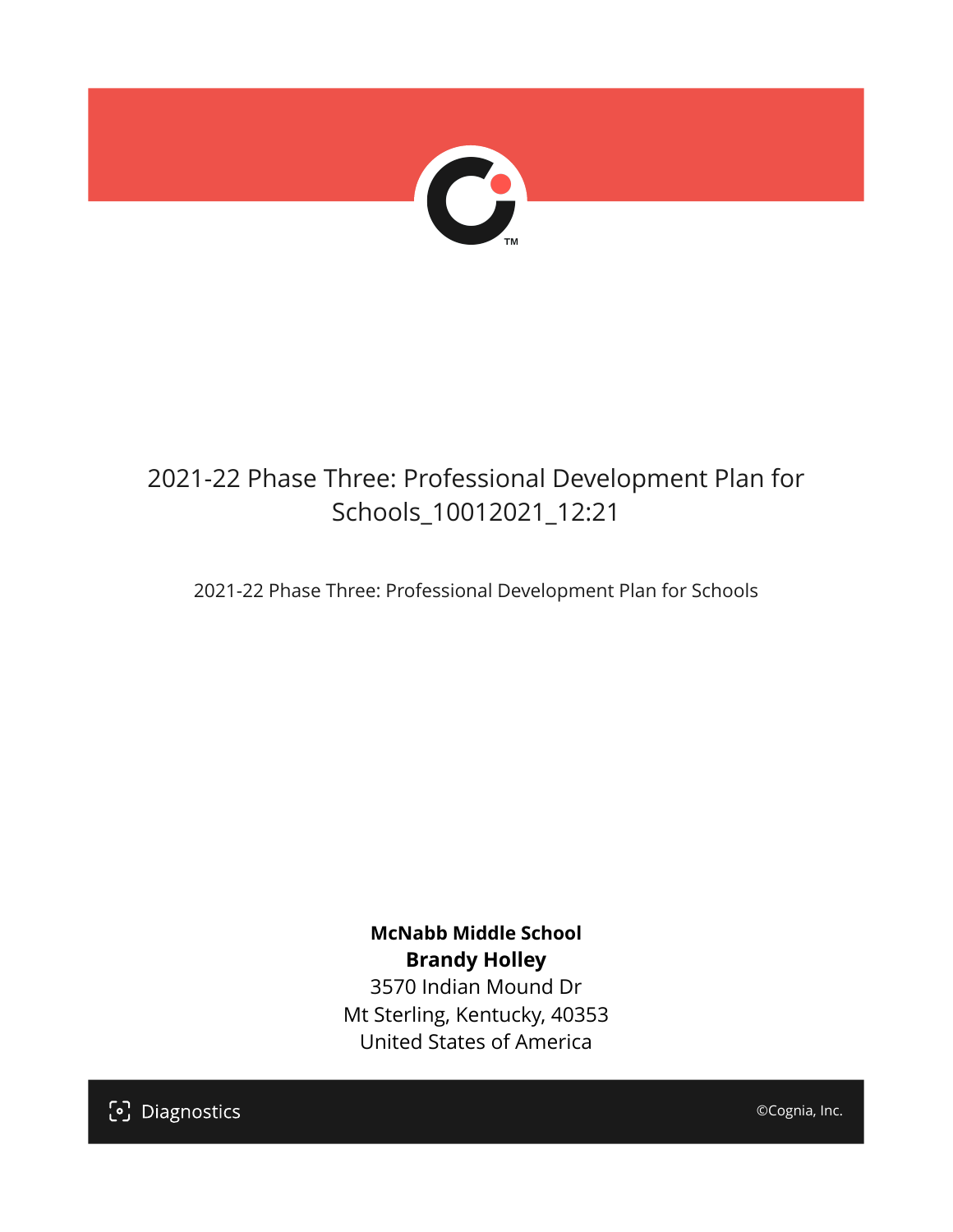# 2021-22 Phase Three: Professional Development Plan for Schools_10012021_12:21

2021-22 Phase Three: Professional Development Plan for Schools

**McNabb Middle School**
**Brandy Holley**
3570 Indian Mound Dr
Mt Sterling, Kentucky, 40353
United States of America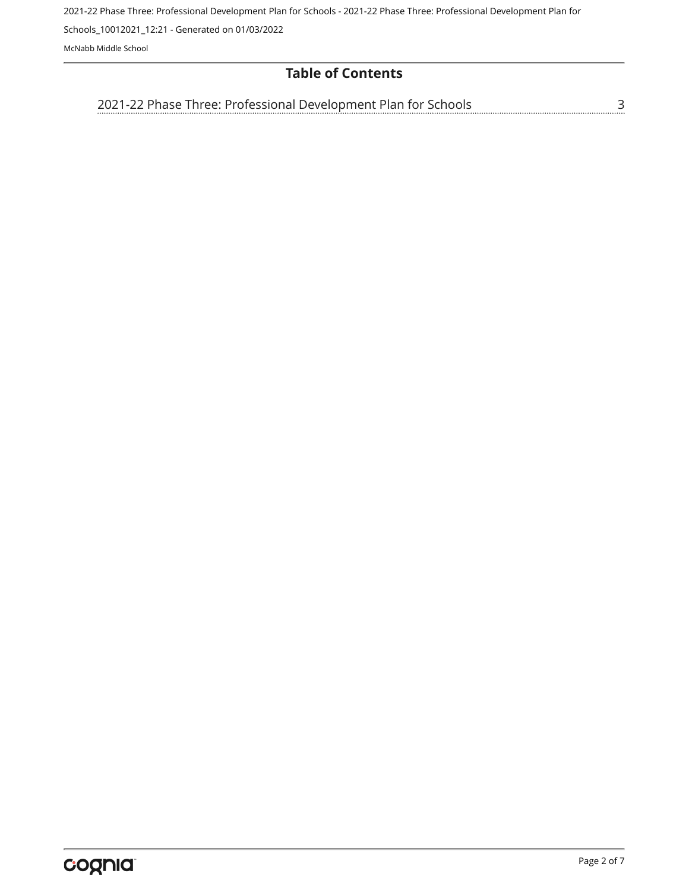# Table of Contents

2021-22 Phase Three: Professional Development Plan for Schools ........ 3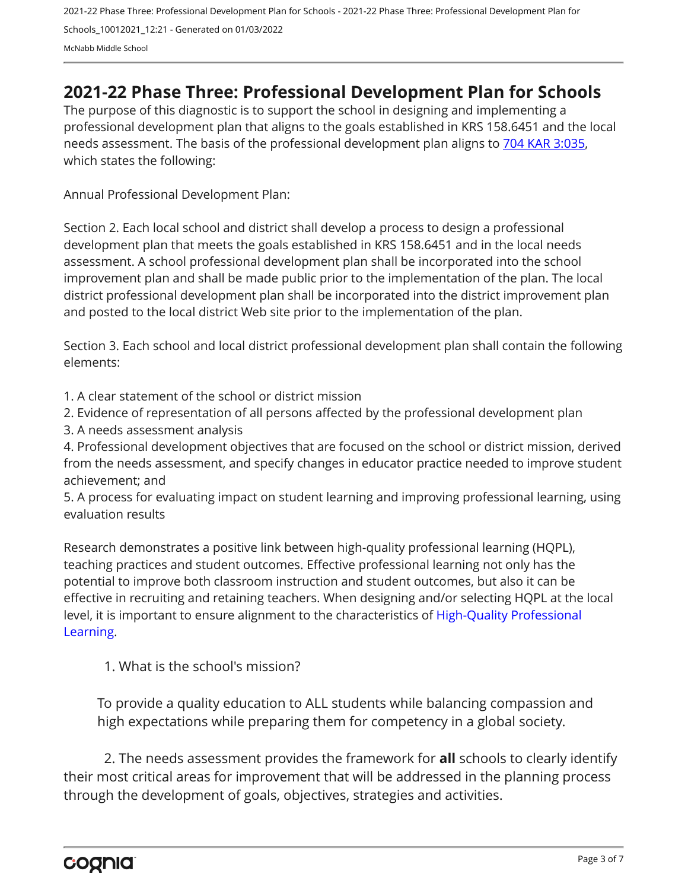## 2021-22 Phase Three: Professional Development Plan for Schools

The purpose of this diagnostic is to support the school in designing and implementing a professional development plan that aligns to the goals established in KRS 158.6451 and the local needs assessment. The basis of the professional development plan aligns to [704 KAR 3:035](https://apps.legislature.ky.gov/law/kar/704/003/035.pdf), which states the following:

Annual Professional Development Plan:

Section 2. Each local school and district shall develop a process to design a professional development plan that meets the goals established in KRS 158.6451 and in the local needs assessment. A school professional development plan shall be incorporated into the school improvement plan and shall be made public prior to the implementation of the plan. The local district professional development plan shall be incorporated into the district improvement plan and posted to the local district Web site prior to the implementation of the plan.

Section 3. Each school and local district professional development plan shall contain the following elements:

1. A clear statement of the school or district mission
2. Evidence of representation of all persons affected by the professional development plan
3. A needs assessment analysis
4. Professional development objectives that are focused on the school or district mission, derived from the needs assessment, and specify changes in educator practice needed to improve student achievement; and
5. A process for evaluating impact on student learning and improving professional learning, using evaluation results

Research demonstrates a positive link between high-quality professional learning (HQPL), teaching practices and student outcomes. Effective professional learning not only has the potential to improve both classroom instruction and student outcomes, but also it can be effective in recruiting and retaining teachers. When designing and/or selecting HQPL at the local level, it is important to ensure alignment to the characteristics of High-Quality Professional Learning.

1. What is the school's mission?

To provide a quality education to ALL students while balancing compassion and high expectations while preparing them for competency in a global society.

2. The needs assessment provides the framework for **all** schools to clearly identify their most critical areas for improvement that will be addressed in the planning process through the development of goals, objectives, strategies and activities.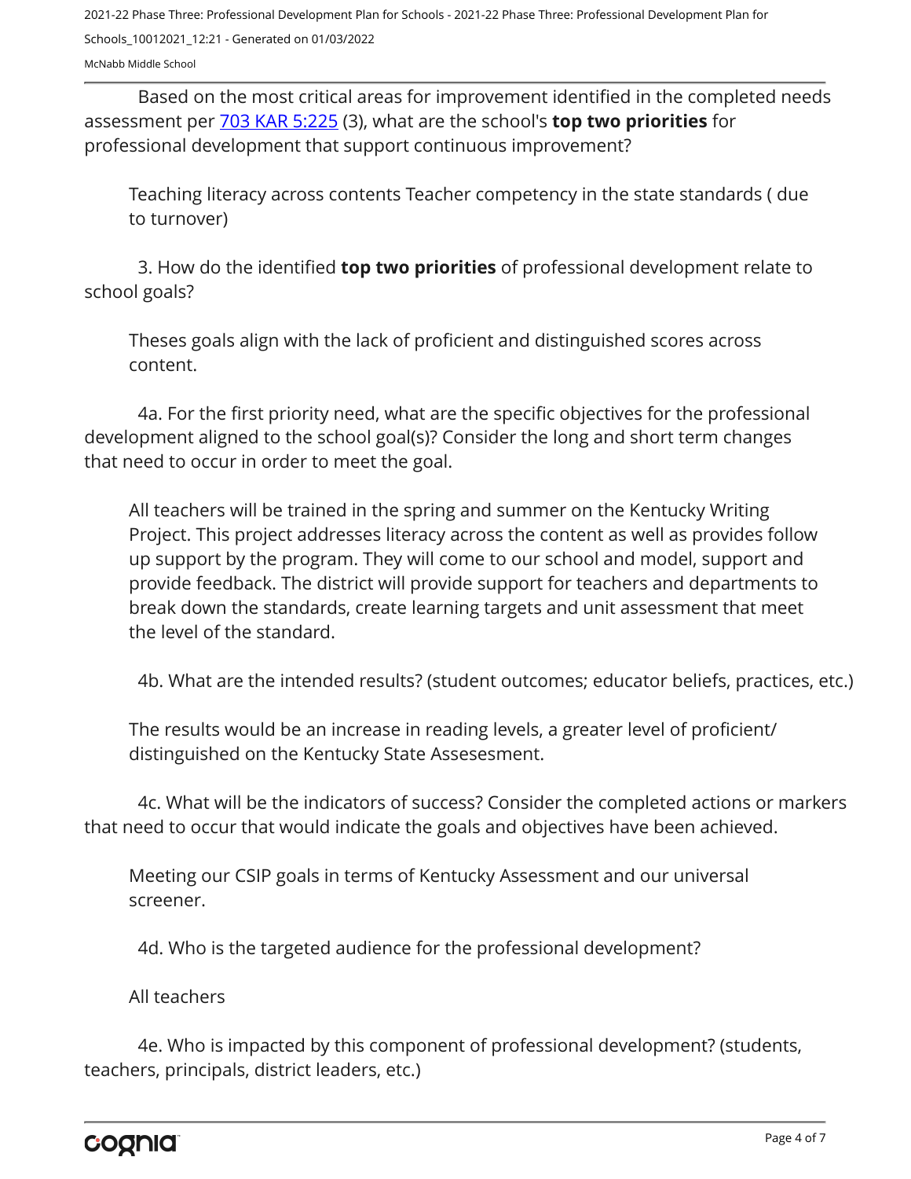Based on the most critical areas for improvement identified in the completed needs assessment per [703 KAR 5:225](https://apps.legislature.ky.gov/law/kar/703/005/225.pdf) (3), what are the school's **top two priorities** for professional development that support continuous improvement?

Teaching literacy across contents Teacher competency in the state standards ( due to turnover)

3. How do the identified **top two priorities** of professional development relate to school goals?

Theses goals align with the lack of proficient and distinguished scores across content.

4a. For the first priority need, what are the specific objectives for the professional development aligned to the school goal(s)? Consider the long and short term changes that need to occur in order to meet the goal.

All teachers will be trained in the spring and summer on the Kentucky Writing Project. This project addresses literacy across the content as well as provides follow up support by the program. They will come to our school and model, support and provide feedback. The district will provide support for teachers and departments to break down the standards, create learning targets and unit assessment that meet the level of the standard.

4b. What are the intended results? (student outcomes; educator beliefs, practices, etc.)

The results would be an increase in reading levels, a greater level of proficient/ distinguished on the Kentucky State Assesesment.

4c. What will be the indicators of success? Consider the completed actions or markers that need to occur that would indicate the goals and objectives have been achieved.

Meeting our CSIP goals in terms of Kentucky Assessment and our universal screener.

4d. Who is the targeted audience for the professional development?

All teachers

4e. Who is impacted by this component of professional development? (students, teachers, principals, district leaders, etc.)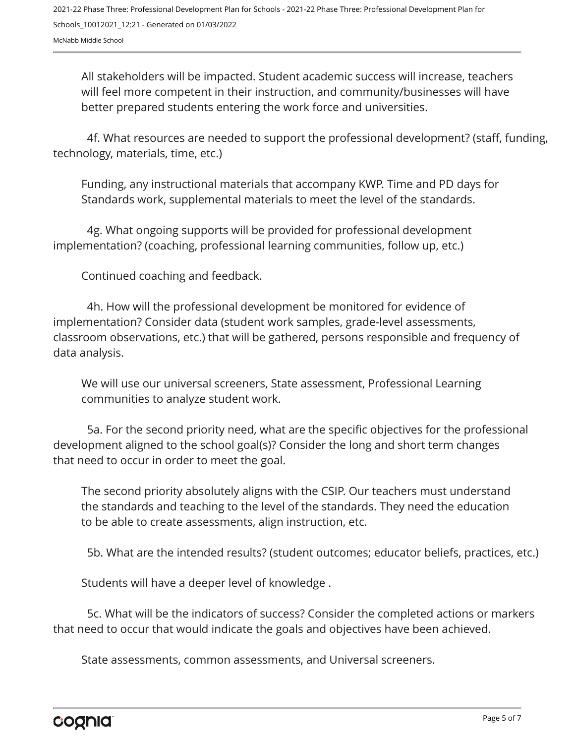All stakeholders will be impacted. Student academic success will increase, teachers will feel more competent in their instruction, and community/businesses will have better prepared students entering the work force and universities.

4f. What resources are needed to support the professional development? (staff, funding, technology, materials, time, etc.)

Funding, any instructional materials that accompany KWP. Time and PD days for Standards work, supplemental materials to meet the level of the standards.

4g. What ongoing supports will be provided for professional development implementation? (coaching, professional learning communities, follow up, etc.)

Continued coaching and feedback.

4h. How will the professional development be monitored for evidence of implementation? Consider data (student work samples, grade-level assessments, classroom observations, etc.) that will be gathered, persons responsible and frequency of data analysis.

We will use our universal screeners, State assessment, Professional Learning communities to analyze student work.

5a. For the second priority need, what are the specific objectives for the professional development aligned to the school goal(s)? Consider the long and short term changes that need to occur in order to meet the goal.

The second priority absolutely aligns with the CSIP. Our teachers must understand the standards and teaching to the level of the standards. They need the education to be able to create assessments, align instruction, etc.

5b. What are the intended results? (student outcomes; educator beliefs, practices, etc.)

Students will have a deeper level of knowledge .

5c. What will be the indicators of success? Consider the completed actions or markers that need to occur that would indicate the goals and objectives have been achieved.

State assessments, common assessments, and Universal screeners.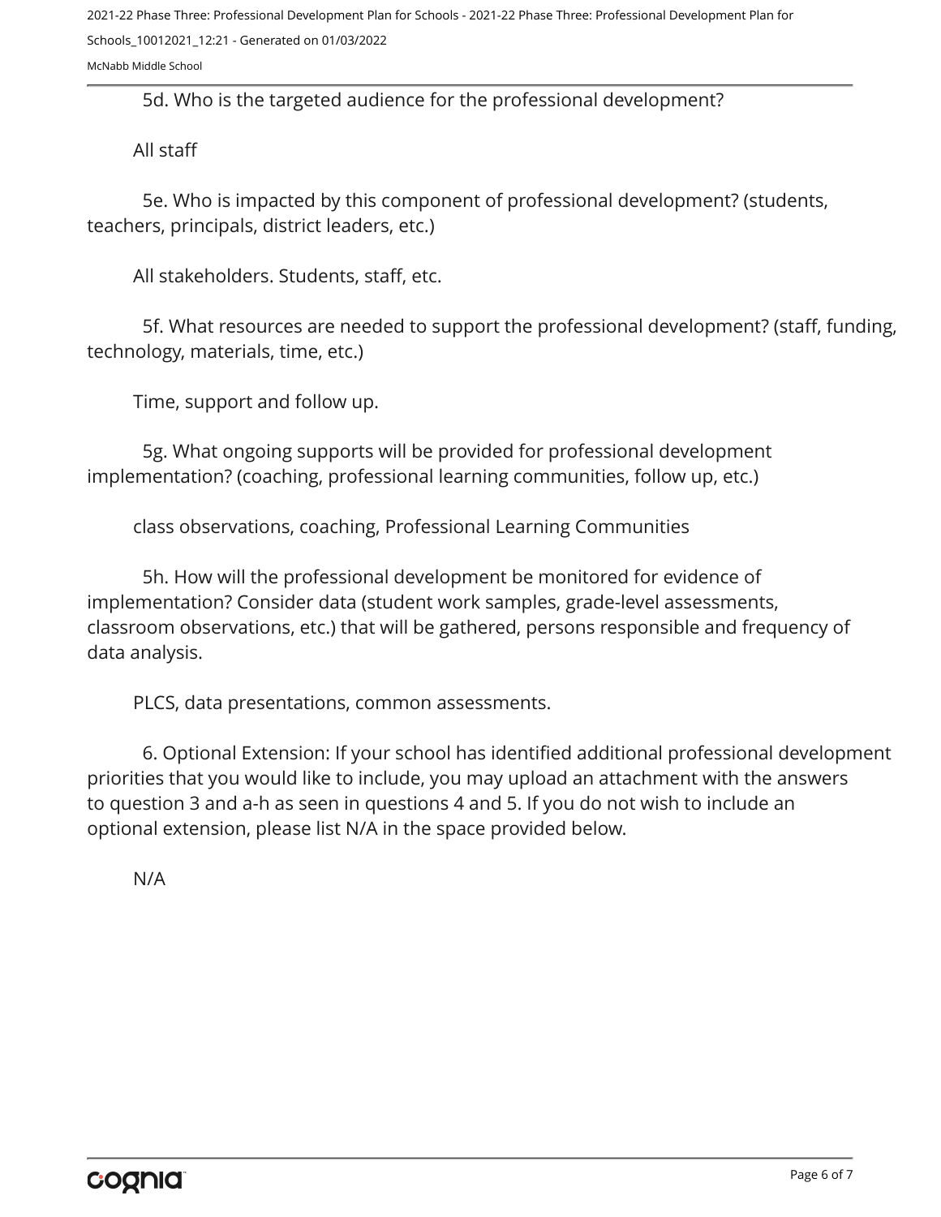5d. Who is the targeted audience for the professional development?

All staff

5e. Who is impacted by this component of professional development? (students, teachers, principals, district leaders, etc.)

All stakeholders. Students, staff, etc.

5f. What resources are needed to support the professional development? (staff, funding, technology, materials, time, etc.)

Time, support and follow up.

5g. What ongoing supports will be provided for professional development implementation? (coaching, professional learning communities, follow up, etc.)

class observations, coaching, Professional Learning Communities

5h. How will the professional development be monitored for evidence of implementation? Consider data (student work samples, grade-level assessments, classroom observations, etc.) that will be gathered, persons responsible and frequency of data analysis.

PLCS, data presentations, common assessments.

6. Optional Extension: If your school has identified additional professional development priorities that you would like to include, you may upload an attachment with the answers to question 3 and a-h as seen in questions 4 and 5. If you do not wish to include an optional extension, please list N/A in the space provided below.

N/A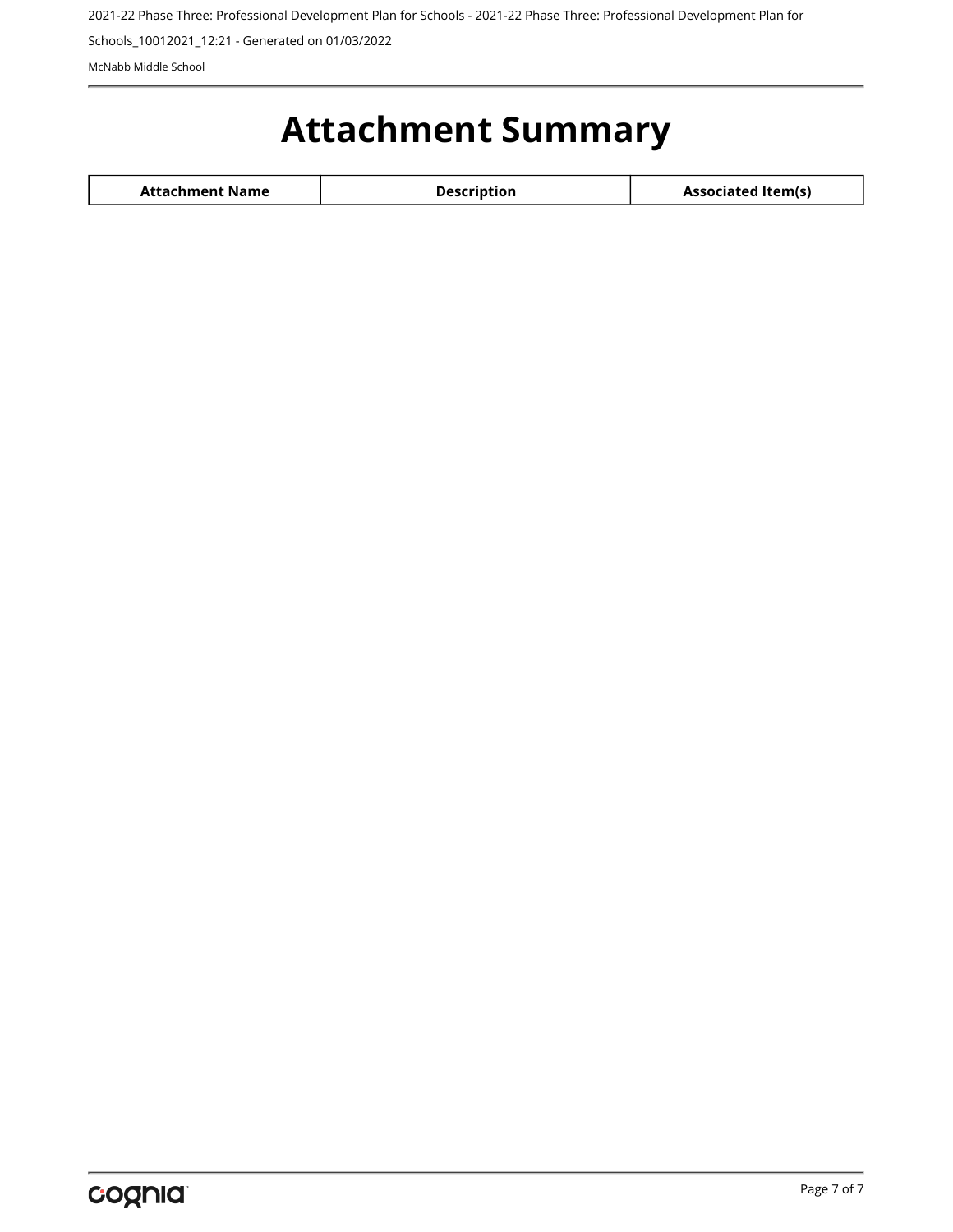# Attachment Summary

| Attachment Name | Description | Associated Item(s) |
| --- | --- | --- |